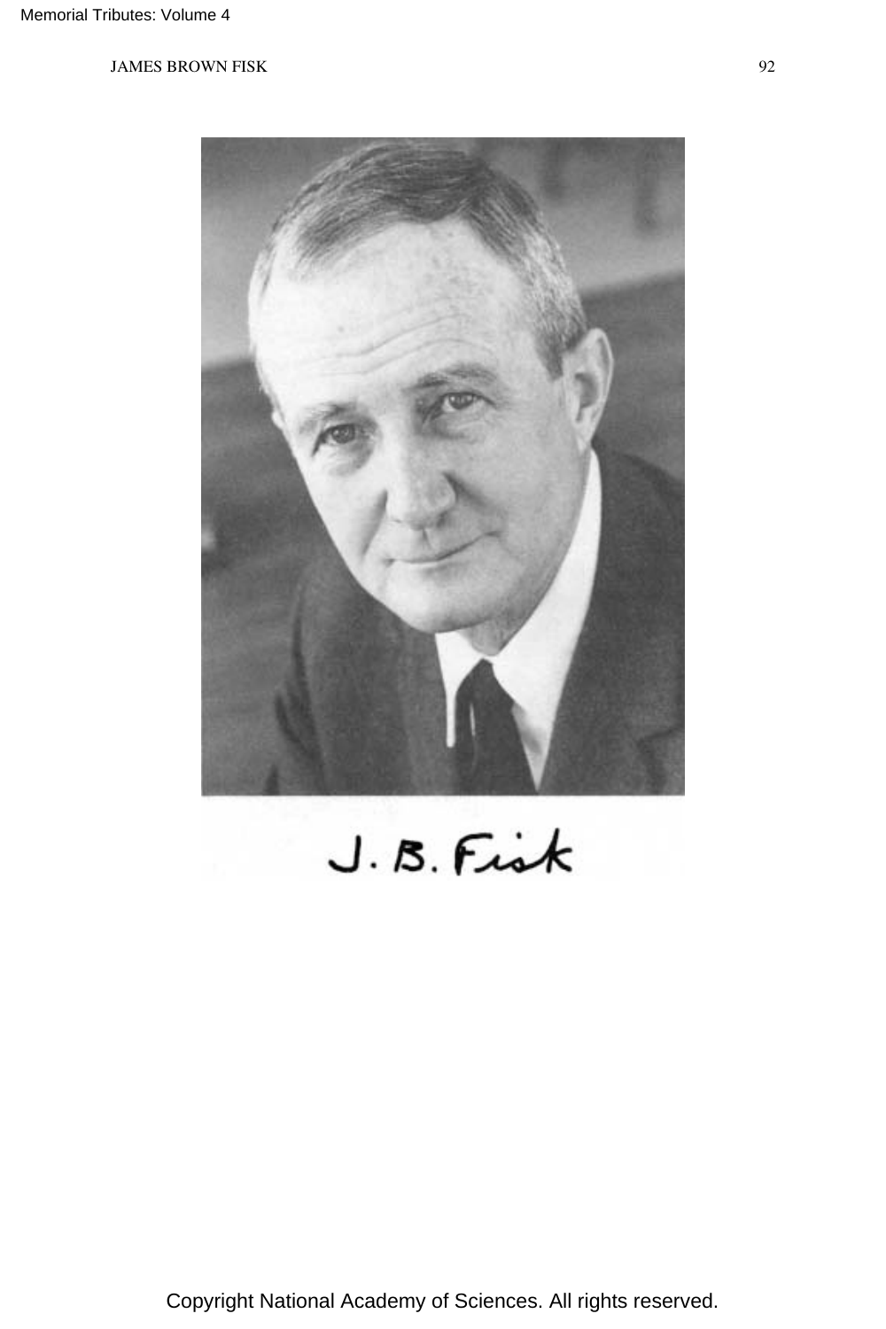J. B. Fisk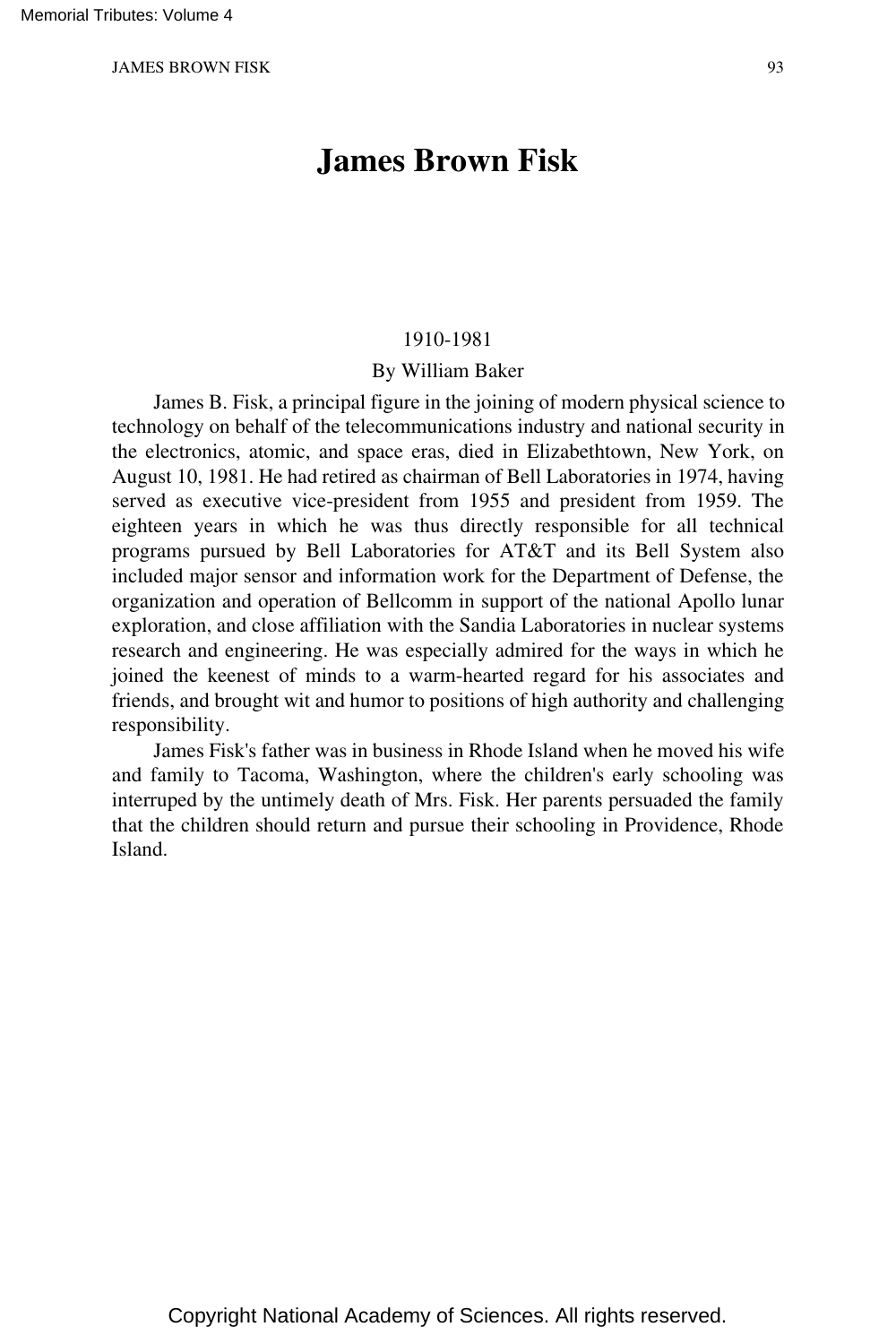# James Brown Fisk

1910-1981

By William Baker

James B. Fisk, a principal figure in the joining of modern physical science to technology on behalf of the telecommunications industry and national security in the electronics, atomic, and space eras, died in Elizabethtown, New York, on August 10, 1981. He had retired as chairman of Bell Laboratories in 1974, having served as executive vice-president from 1955 and president from 1959. The eighteen years in which he was thus directly responsible for all technical programs pursued by Bell Laboratories for AT&T and its Bell System also included major sensor and information work for the Department of Defense, the organization and operation of Bellcomm in support of the national Apollo lunar exploration, and close affiliation with the Sandia Laboratories in nuclear systems research and engineering. He was especially admired for the ways in which he joined the keenest of minds to a warm-hearted regard for his associates and friends, and brought wit and humor to positions of high authority and challenging responsibility.

James Fisk's father was in business in Rhode Island when he moved his wife and family to Tacoma, Washington, where the children's early schooling was interruped by the untimely death of Mrs. Fisk. Her parents persuaded the family that the children should return and pursue their schooling in Providence, Rhode Island.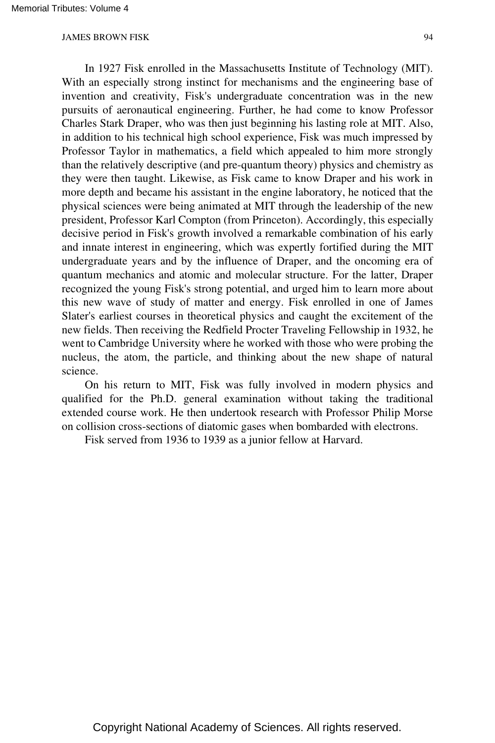In 1927 Fisk enrolled in the Massachusetts Institute of Technology (MIT). With an especially strong instinct for mechanisms and the engineering base of invention and creativity, Fisk's undergraduate concentration was in the new pursuits of aeronautical engineering. Further, he had come to know Professor Charles Stark Draper, who was then just beginning his lasting role at MIT. Also, in addition to his technical high school experience, Fisk was much impressed by Professor Taylor in mathematics, a field which appealed to him more strongly than the relatively descriptive (and pre-quantum theory) physics and chemistry as they were then taught. Likewise, as Fisk came to know Draper and his work in more depth and became his assistant in the engine laboratory, he noticed that the physical sciences were being animated at MIT through the leadership of the new president, Professor Karl Compton (from Princeton). Accordingly, this especially decisive period in Fisk's growth involved a remarkable combination of his early and innate interest in engineering, which was expertly fortified during the MIT undergraduate years and by the influence of Draper, and the oncoming era of quantum mechanics and atomic and molecular structure. For the latter, Draper recognized the young Fisk's strong potential, and urged him to learn more about this new wave of study of matter and energy. Fisk enrolled in one of James Slater's earliest courses in theoretical physics and caught the excitement of the new fields. Then receiving the Redfield Procter Traveling Fellowship in 1932, he went to Cambridge University where he worked with those who were probing the nucleus, the atom, the particle, and thinking about the new shape of natural science.

On his return to MIT, Fisk was fully involved in modern physics and qualified for the Ph.D. general examination without taking the traditional extended course work. He then undertook research with Professor Philip Morse on collision cross-sections of diatomic gases when bombarded with electrons.

Fisk served from 1936 to 1939 as a junior fellow at Harvard.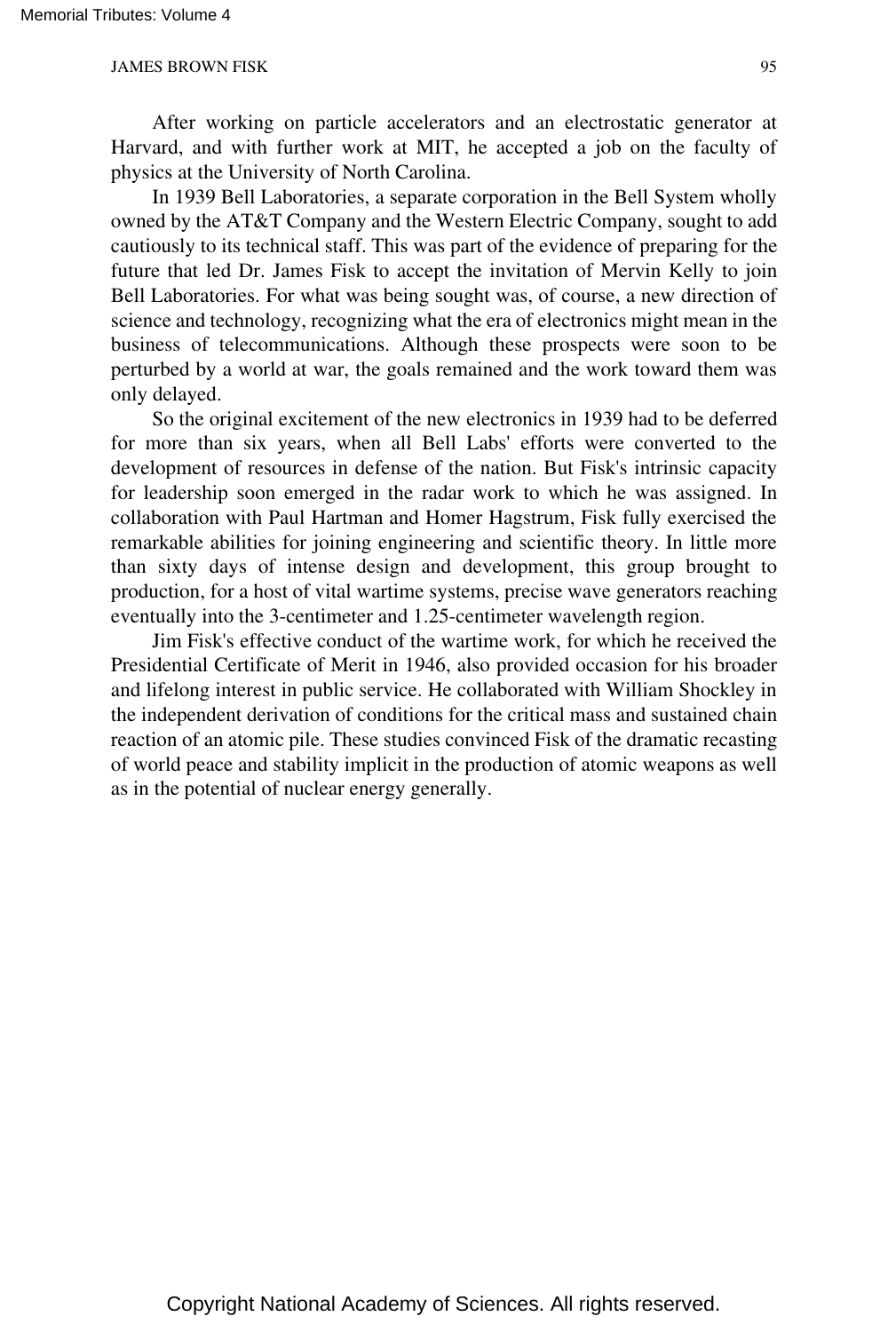After working on particle accelerators and an electrostatic generator at Harvard, and with further work at MIT, he accepted a job on the faculty of physics at the University of North Carolina.

In 1939 Bell Laboratories, a separate corporation in the Bell System wholly owned by the AT&T Company and the Western Electric Company, sought to add cautiously to its technical staff. This was part of the evidence of preparing for the future that led Dr. James Fisk to accept the invitation of Mervin Kelly to join Bell Laboratories. For what was being sought was, of course, a new direction of science and technology, recognizing what the era of electronics might mean in the business of telecommunications. Although these prospects were soon to be perturbed by a world at war, the goals remained and the work toward them was only delayed.

So the original excitement of the new electronics in 1939 had to be deferred for more than six years, when all Bell Labs' efforts were converted to the development of resources in defense of the nation. But Fisk's intrinsic capacity for leadership soon emerged in the radar work to which he was assigned. In collaboration with Paul Hartman and Homer Hagstrum, Fisk fully exercised the remarkable abilities for joining engineering and scientific theory. In little more than sixty days of intense design and development, this group brought to production, for a host of vital wartime systems, precise wave generators reaching eventually into the 3-centimeter and 1.25-centimeter wavelength region.

Jim Fisk's effective conduct of the wartime work, for which he received the Presidential Certificate of Merit in 1946, also provided occasion for his broader and lifelong interest in public service. He collaborated with William Shockley in the independent derivation of conditions for the critical mass and sustained chain reaction of an atomic pile. These studies convinced Fisk of the dramatic recasting of world peace and stability implicit in the production of atomic weapons as well as in the potential of nuclear energy generally.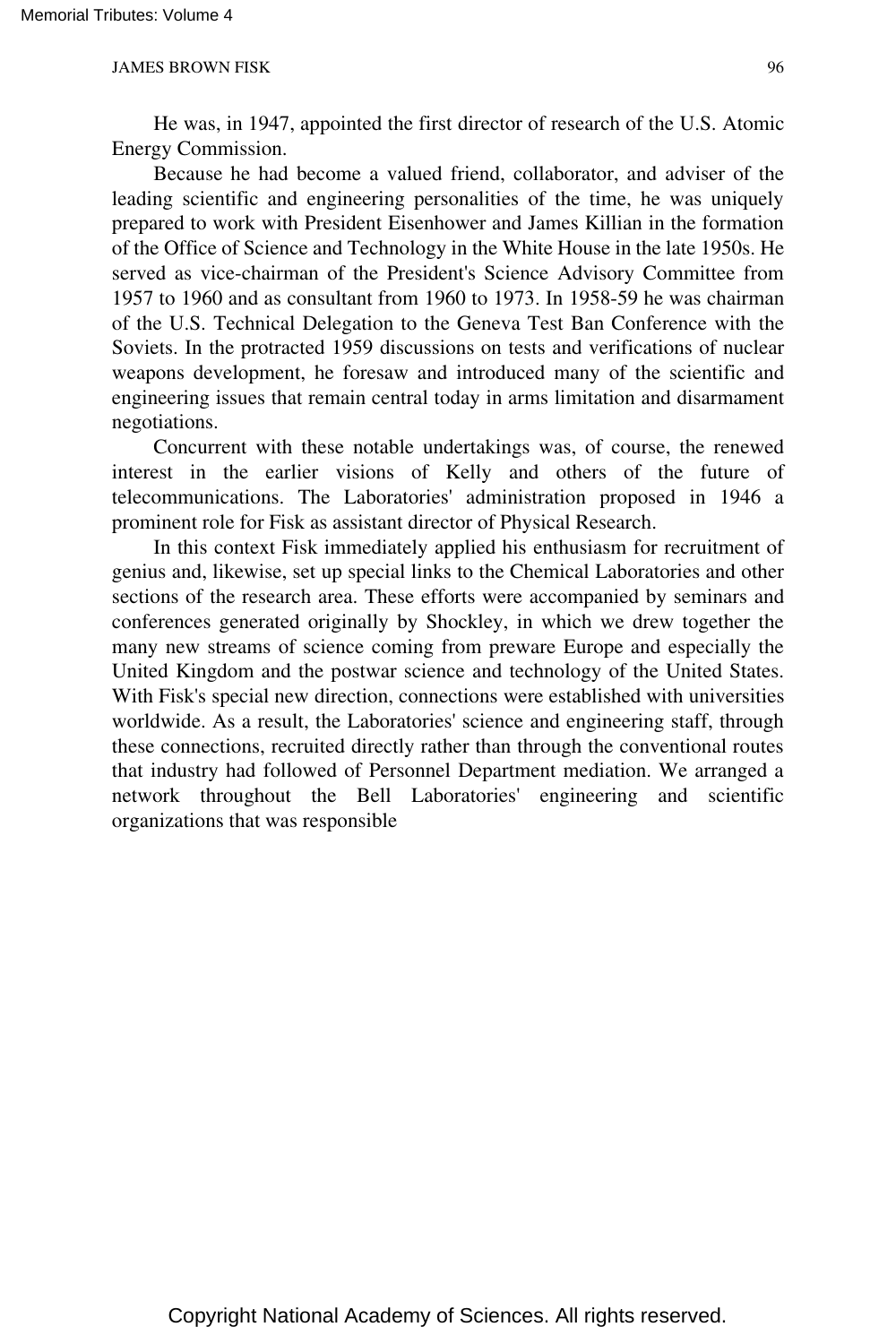He was, in 1947, appointed the first director of research of the U.S. Atomic Energy Commission.

Because he had become a valued friend, collaborator, and adviser of the leading scientific and engineering personalities of the time, he was uniquely prepared to work with President Eisenhower and James Killian in the formation of the Office of Science and Technology in the White House in the late 1950s. He served as vice-chairman of the President's Science Advisory Committee from 1957 to 1960 and as consultant from 1960 to 1973. In 1958-59 he was chairman of the U.S. Technical Delegation to the Geneva Test Ban Conference with the Soviets. In the protracted 1959 discussions on tests and verifications of nuclear weapons development, he foresaw and introduced many of the scientific and engineering issues that remain central today in arms limitation and disarmament negotiations.

Concurrent with these notable undertakings was, of course, the renewed interest in the earlier visions of Kelly and others of the future of telecommunications. The Laboratories' administration proposed in 1946 a prominent role for Fisk as assistant director of Physical Research.

In this context Fisk immediately applied his enthusiasm for recruitment of genius and, likewise, set up special links to the Chemical Laboratories and other sections of the research area. These efforts were accompanied by seminars and conferences generated originally by Shockley, in which we drew together the many new streams of science coming from preware Europe and especially the United Kingdom and the postwar science and technology of the United States. With Fisk's special new direction, connections were established with universities worldwide. As a result, the Laboratories' science and engineering staff, through these connections, recruited directly rather than through the conventional routes that industry had followed of Personnel Department mediation. We arranged a network throughout the Bell Laboratories' engineering and scientific organizations that was responsible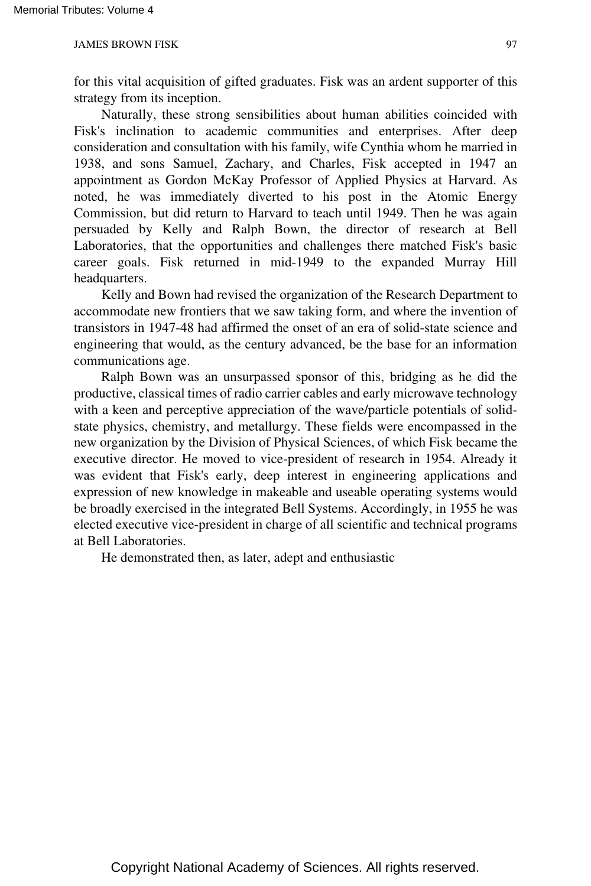for this vital acquisition of gifted graduates. Fisk was an ardent supporter of this strategy from its inception.

Naturally, these strong sensibilities about human abilities coincided with Fisk's inclination to academic communities and enterprises. After deep consideration and consultation with his family, wife Cynthia whom he married in 1938, and sons Samuel, Zachary, and Charles, Fisk accepted in 1947 an appointment as Gordon McKay Professor of Applied Physics at Harvard. As noted, he was immediately diverted to his post in the Atomic Energy Commission, but did return to Harvard to teach until 1949. Then he was again persuaded by Kelly and Ralph Bown, the director of research at Bell Laboratories, that the opportunities and challenges there matched Fisk's basic career goals. Fisk returned in mid-1949 to the expanded Murray Hill headquarters.

Kelly and Bown had revised the organization of the Research Department to accommodate new frontiers that we saw taking form, and where the invention of transistors in 1947-48 had affirmed the onset of an era of solid-state science and engineering that would, as the century advanced, be the base for an information communications age.

Ralph Bown was an unsurpassed sponsor of this, bridging as he did the productive, classical times of radio carrier cables and early microwave technology with a keen and perceptive appreciation of the wave/particle potentials of solid-state physics, chemistry, and metallurgy. These fields were encompassed in the new organization by the Division of Physical Sciences, of which Fisk became the executive director. He moved to vice-president of research in 1954. Already it was evident that Fisk's early, deep interest in engineering applications and expression of new knowledge in makeable and useable operating systems would be broadly exercised in the integrated Bell Systems. Accordingly, in 1955 he was elected executive vice-president in charge of all scientific and technical programs at Bell Laboratories.

He demonstrated then, as later, adept and enthusiastic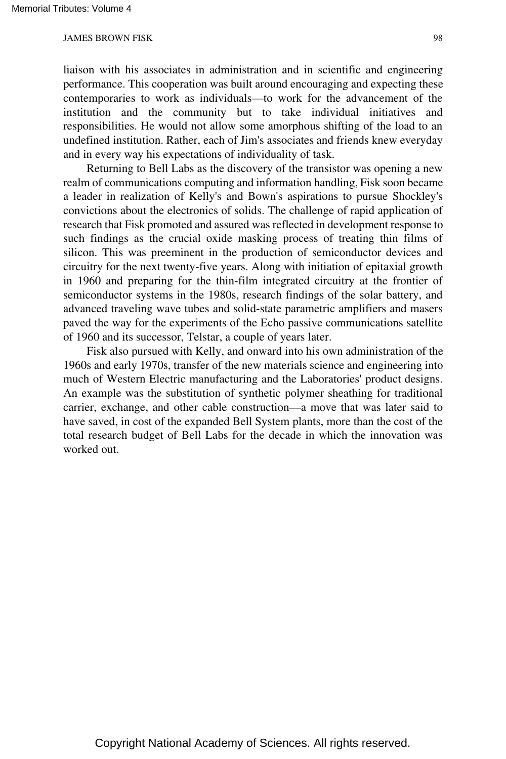liaison with his associates in administration and in scientific and engineering performance. This cooperation was built around encouraging and expecting these contemporaries to work as individuals—to work for the advancement of the institution and the community but to take individual initiatives and responsibilities. He would not allow some amorphous shifting of the load to an undefined institution. Rather, each of Jim's associates and friends knew everyday and in every way his expectations of individuality of task.

Returning to Bell Labs as the discovery of the transistor was opening a new realm of communications computing and information handling, Fisk soon became a leader in realization of Kelly's and Bown's aspirations to pursue Shockley's convictions about the electronics of solids. The challenge of rapid application of research that Fisk promoted and assured was reflected in development response to such findings as the crucial oxide masking process of treating thin films of silicon. This was preeminent in the production of semiconductor devices and circuitry for the next twenty-five years. Along with initiation of epitaxial growth in 1960 and preparing for the thin-film integrated circuitry at the frontier of semiconductor systems in the 1980s, research findings of the solar battery, and advanced traveling wave tubes and solid-state parametric amplifiers and masers paved the way for the experiments of the Echo passive communications satellite of 1960 and its successor, Telstar, a couple of years later.

Fisk also pursued with Kelly, and onward into his own administration of the 1960s and early 1970s, transfer of the new materials science and engineering into much of Western Electric manufacturing and the Laboratories' product designs. An example was the substitution of synthetic polymer sheathing for traditional carrier, exchange, and other cable construction—a move that was later said to have saved, in cost of the expanded Bell System plants, more than the cost of the total research budget of Bell Labs for the decade in which the innovation was worked out.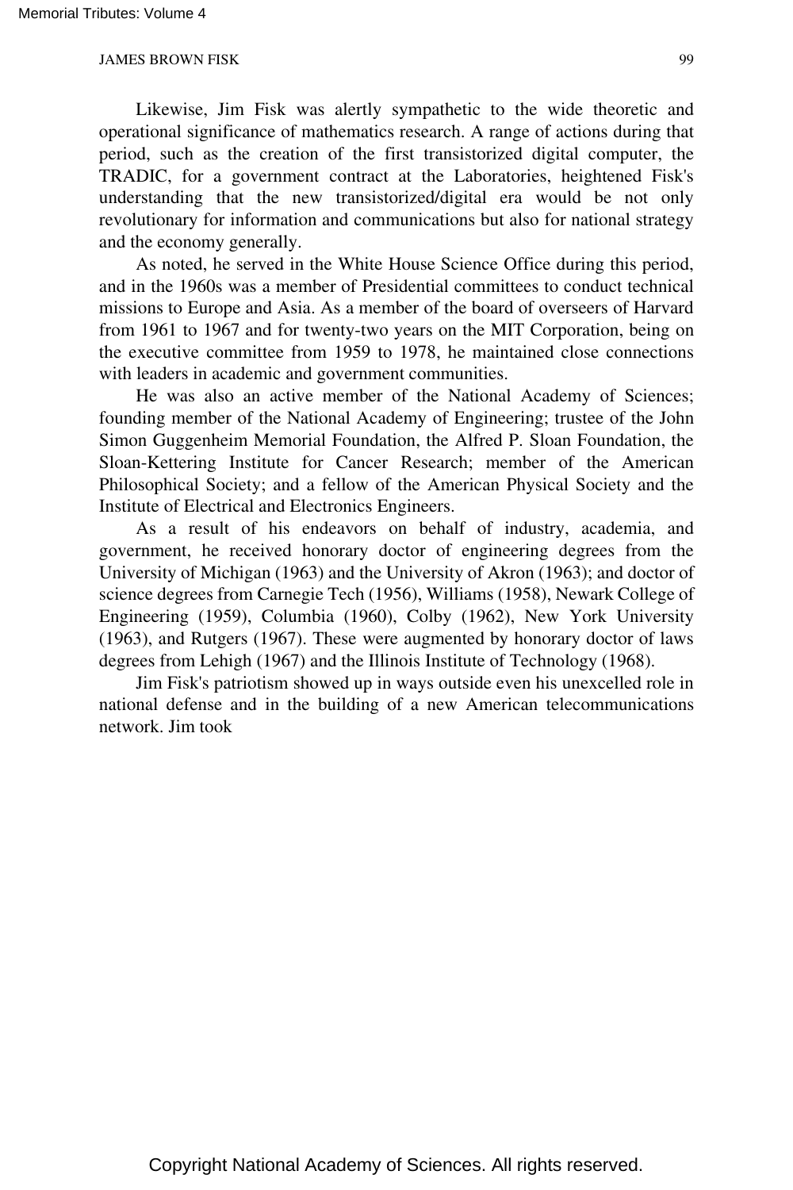Likewise, Jim Fisk was alertly sympathetic to the wide theoretic and operational significance of mathematics research. A range of actions during that period, such as the creation of the first transistorized digital computer, the TRADIC, for a government contract at the Laboratories, heightened Fisk's understanding that the new transistorized/digital era would be not only revolutionary for information and communications but also for national strategy and the economy generally.

As noted, he served in the White House Science Office during this period, and in the 1960s was a member of Presidential committees to conduct technical missions to Europe and Asia. As a member of the board of overseers of Harvard from 1961 to 1967 and for twenty-two years on the MIT Corporation, being on the executive committee from 1959 to 1978, he maintained close connections with leaders in academic and government communities.

He was also an active member of the National Academy of Sciences; founding member of the National Academy of Engineering; trustee of the John Simon Guggenheim Memorial Foundation, the Alfred P. Sloan Foundation, the Sloan-Kettering Institute for Cancer Research; member of the American Philosophical Society; and a fellow of the American Physical Society and the Institute of Electrical and Electronics Engineers.

As a result of his endeavors on behalf of industry, academia, and government, he received honorary doctor of engineering degrees from the University of Michigan (1963) and the University of Akron (1963); and doctor of science degrees from Carnegie Tech (1956), Williams (1958), Newark College of Engineering (1959), Columbia (1960), Colby (1962), New York University (1963), and Rutgers (1967). These were augmented by honorary doctor of laws degrees from Lehigh (1967) and the Illinois Institute of Technology (1968).

Jim Fisk's patriotism showed up in ways outside even his unexcelled role in national defense and in the building of a new American telecommunications network. Jim took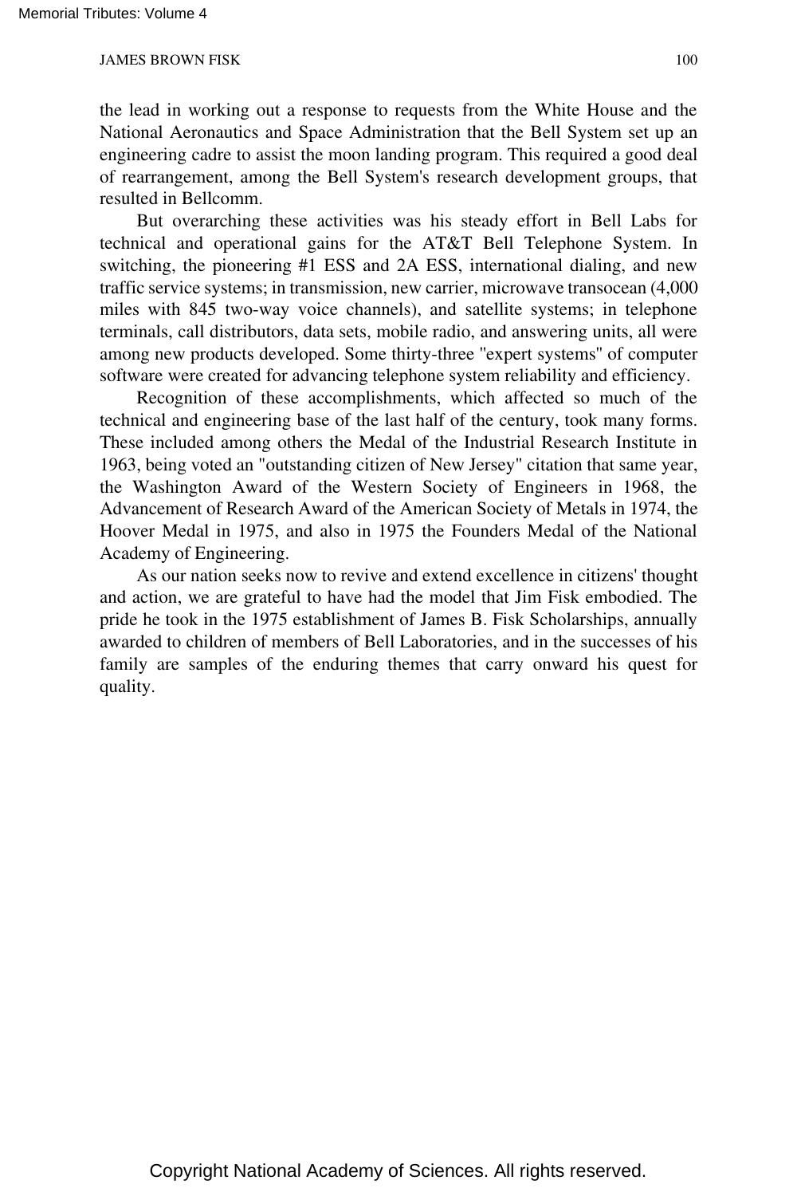the lead in working out a response to requests from the White House and the National Aeronautics and Space Administration that the Bell System set up an engineering cadre to assist the moon landing program. This required a good deal of rearrangement, among the Bell System's research development groups, that resulted in Bellcomm.

But overarching these activities was his steady effort in Bell Labs for technical and operational gains for the AT&T Bell Telephone System. In switching, the pioneering #1 ESS and 2A ESS, international dialing, and new traffic service systems; in transmission, new carrier, microwave transocean (4,000 miles with 845 two-way voice channels), and satellite systems; in telephone terminals, call distributors, data sets, mobile radio, and answering units, all were among new products developed. Some thirty-three "expert systems" of computer software were created for advancing telephone system reliability and efficiency.

Recognition of these accomplishments, which affected so much of the technical and engineering base of the last half of the century, took many forms. These included among others the Medal of the Industrial Research Institute in 1963, being voted an "outstanding citizen of New Jersey" citation that same year, the Washington Award of the Western Society of Engineers in 1968, the Advancement of Research Award of the American Society of Metals in 1974, the Hoover Medal in 1975, and also in 1975 the Founders Medal of the National Academy of Engineering.

As our nation seeks now to revive and extend excellence in citizens' thought and action, we are grateful to have had the model that Jim Fisk embodied. The pride he took in the 1975 establishment of James B. Fisk Scholarships, annually awarded to children of members of Bell Laboratories, and in the successes of his family are samples of the enduring themes that carry onward his quest for quality.